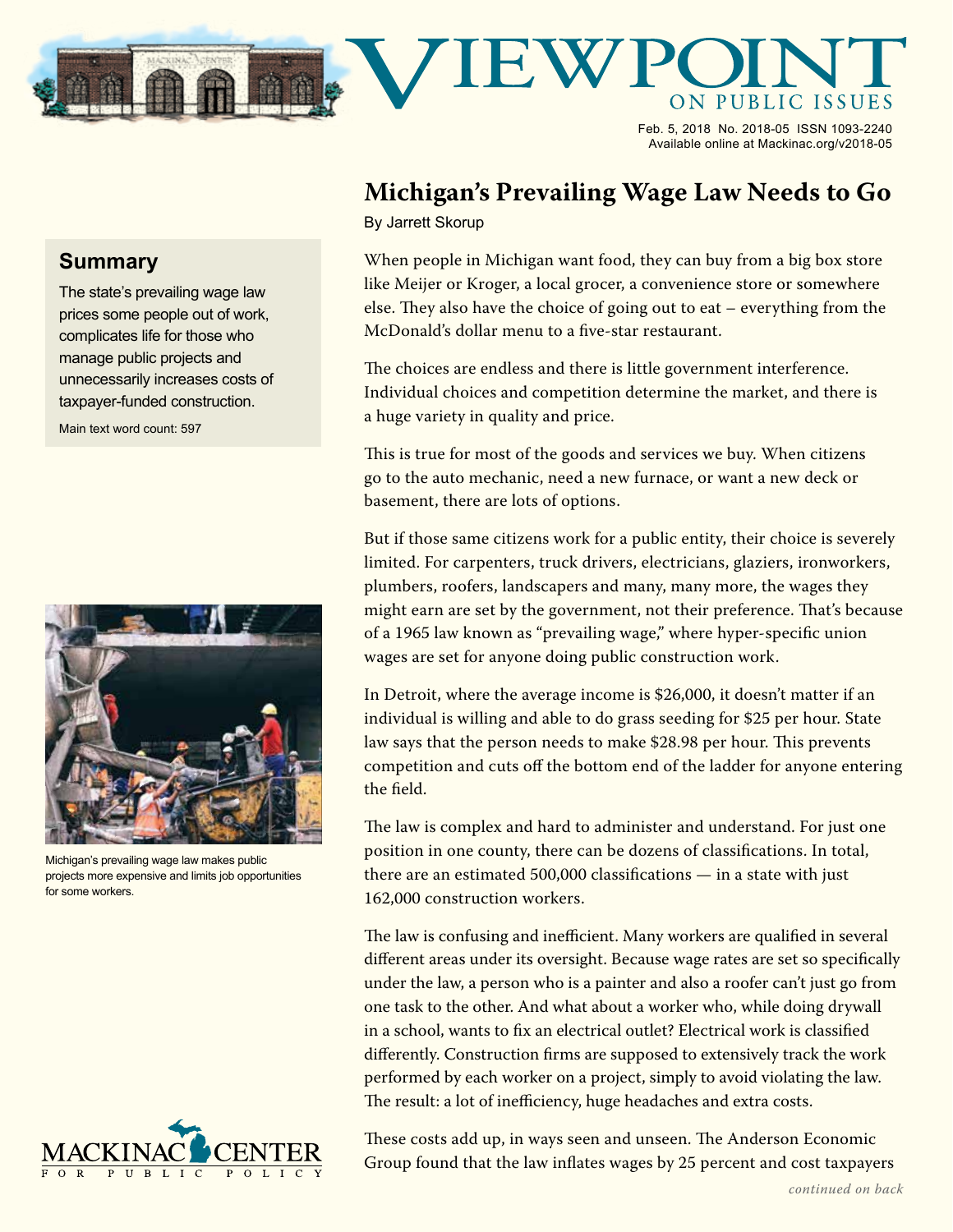# VIEWPOINT ON PUBLIC ISSUES

Feb. 5, 2018 No. 2018-05 ISSN 1093-2240
Available online at Mackinac.org/v2018-05

## Summary

The state's prevailing wage law prices some people out of work, complicates life for those who manage public projects and unnecessarily increases costs of taxpayer-funded construction.

Main text word count: 597

# Michigan's Prevailing Wage Law Needs to Go

By Jarrett Skorup

When people in Michigan want food, they can buy from a big box store like Meijer or Kroger, a local grocer, a convenience store or somewhere else. They also have the choice of going out to eat – everything from the McDonald's dollar menu to a five-star restaurant.

The choices are endless and there is little government interference. Individual choices and competition determine the market, and there is a huge variety in quality and price.

This is true for most of the goods and services we buy. When citizens go to the auto mechanic, need a new furnace, or want a new deck or basement, there are lots of options.

But if those same citizens work for a public entity, their choice is severely limited. For carpenters, truck drivers, electricians, glaziers, ironworkers, plumbers, roofers, landscapers and many, many more, the wages they might earn are set by the government, not their preference. That's because of a 1965 law known as "prevailing wage," where hyper-specific union wages are set for anyone doing public construction work.

In Detroit, where the average income is $26,000, it doesn't matter if an individual is willing and able to do grass seeding for $25 per hour. State law says that the person needs to make $28.98 per hour. This prevents competition and cuts off the bottom end of the ladder for anyone entering the field.

The law is complex and hard to administer and understand. For just one position in one county, there can be dozens of classifications. In total, there are an estimated 500,000 classifications — in a state with just 162,000 construction workers.

The law is confusing and inefficient. Many workers are qualified in several different areas under its oversight. Because wage rates are set so specifically under the law, a person who is a painter and also a roofer can't just go from one task to the other. And what about a worker who, while doing drywall in a school, wants to fix an electrical outlet? Electrical work is classified differently. Construction firms are supposed to extensively track the work performed by each worker on a project, simply to avoid violating the law. The result: a lot of inefficiency, huge headaches and extra costs.

These costs add up, in ways seen and unseen. The Anderson Economic Group found that the law inflates wages by 25 percent and cost taxpayers

*continued on back*

Michigan's prevailing wage law makes public projects more expensive and limits job opportunities for some workers.

MACKINAC CENTER FOR PUBLIC POLICY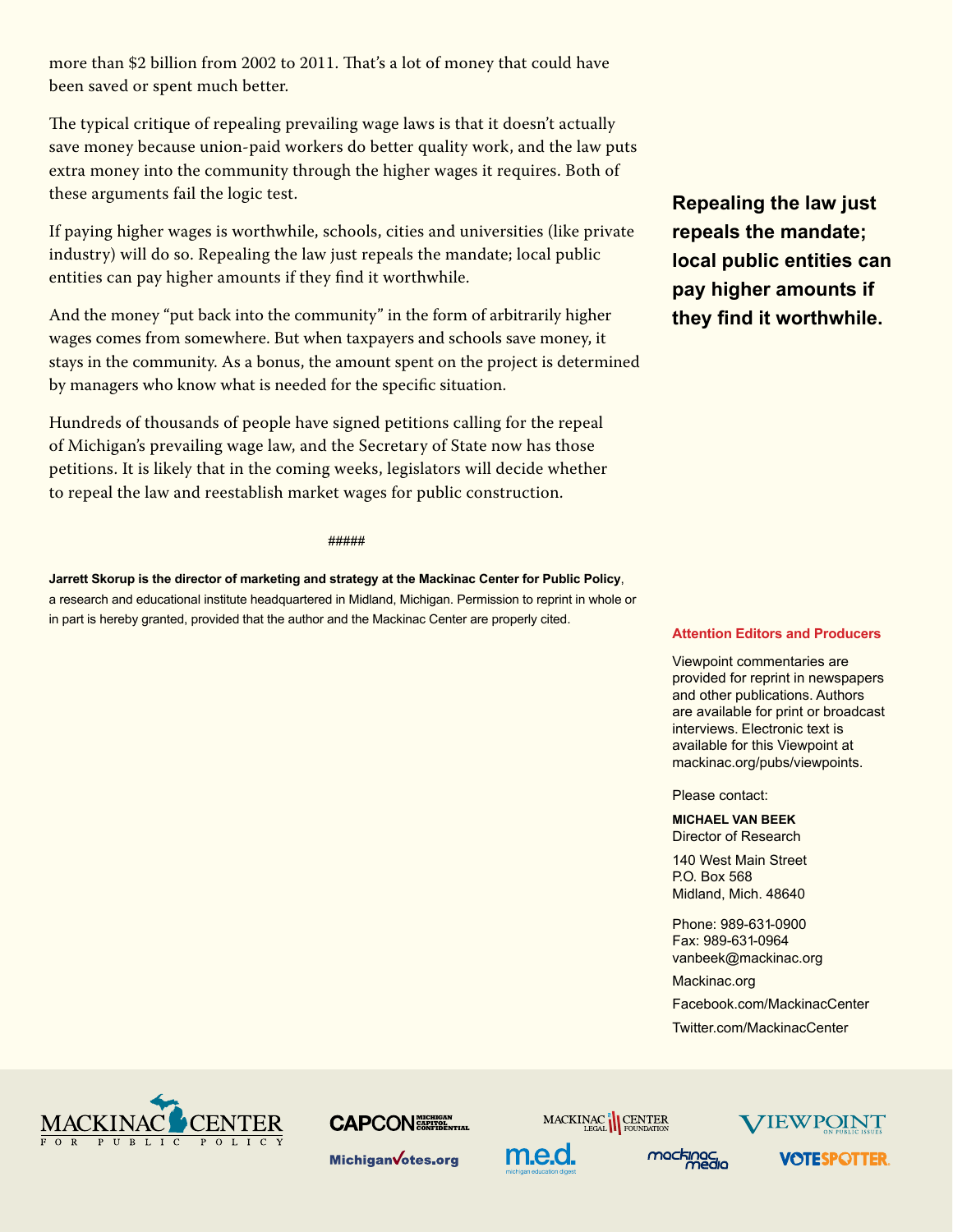more than $2 billion from 2002 to 2011. That's a lot of money that could have been saved or spent much better.

The typical critique of repealing prevailing wage laws is that it doesn't actually save money because union-paid workers do better quality work, and the law puts extra money into the community through the higher wages it requires. Both of these arguments fail the logic test.

If paying higher wages is worthwhile, schools, cities and universities (like private industry) will do so. Repealing the law just repeals the mandate; local public entities can pay higher amounts if they find it worthwhile.

**Repealing the law just repeals the mandate; local public entities can pay higher amounts if they find it worthwhile.**

And the money "put back into the community" in the form of arbitrarily higher wages comes from somewhere. But when taxpayers and schools save money, it stays in the community. As a bonus, the amount spent on the project is determined by managers who know what is needed for the specific situation.

Hundreds of thousands of people have signed petitions calling for the repeal of Michigan's prevailing wage law, and the Secretary of State now has those petitions. It is likely that in the coming weeks, legislators will decide whether to repeal the law and reestablish market wages for public construction.

#####

**Jarrett Skorup is the director of marketing and strategy at the Mackinac Center for Public Policy**, a research and educational institute headquartered in Midland, Michigan. Permission to reprint in whole or in part is hereby granted, provided that the author and the Mackinac Center are properly cited.

**Attention Editors and Producers**

Viewpoint commentaries are provided for reprint in newspapers and other publications. Authors are available for print or broadcast interviews. Electronic text is available for this Viewpoint at mackinac.org/pubs/viewpoints.

Please contact:

**MICHAEL VAN BEEK**
Director of Research

140 West Main Street
P.O. Box 568
Midland, Mich. 48640

Phone: 989-631-0900
Fax: 989-631-0964
vanbeek@mackinac.org

Mackinac.org

Facebook.com/MackinacCenter

Twitter.com/MackinacCenter

MACKINAC CENTER FOR PUBLIC POLICY

CAPCON MICHIGAN CAPITOL CONFIDENTIAL

MichiganVotes.org

MACKINAC CENTER LEGAL FOUNDATION

m.e.d. michigan education digest

mackinac media

VIEWPOINT ON PUBLIC ISSUES

VOTESPOTTER